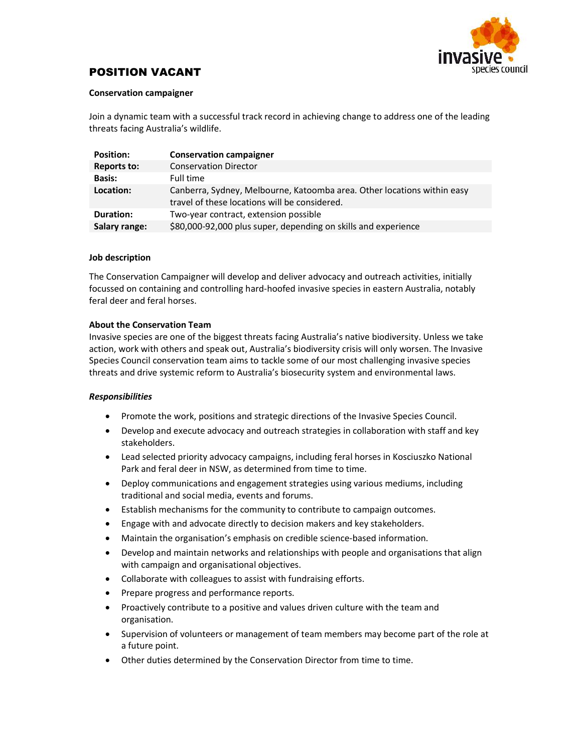# POSITION VACANT

**Conservation campaigner**

Join a dynamic team with a successful track record in achieving change to address one of the leading threats facing Australia's wildlife.

| **Position:** | **Conservation campaigner** |
|---|---|
| **Reports to:** | Conservation Director |
| **Basis:** | Full time |
| **Location:** | Canberra, Sydney, Melbourne, Katoomba area. Other locations within easy travel of these locations will be considered. |
| **Duration:** | Two-year contract, extension possible |
| **Salary range:** | $80,000-92,000 plus super, depending on skills and experience |

**Job description**

The Conservation Campaigner will develop and deliver advocacy and outreach activities, initially focussed on containing and controlling hard-hoofed invasive species in eastern Australia, notably feral deer and feral horses.

**About the Conservation Team**

Invasive species are one of the biggest threats facing Australia's native biodiversity. Unless we take action, work with others and speak out, Australia's biodiversity crisis will only worsen. The Invasive Species Council conservation team aims to tackle some of our most challenging invasive species threats and drive systemic reform to Australia's biosecurity system and environmental laws.

***Responsibilities***

- Promote the work, positions and strategic directions of the Invasive Species Council.
- Develop and execute advocacy and outreach strategies in collaboration with staff and key stakeholders.
- Lead selected priority advocacy campaigns, including feral horses in Kosciuszko National Park and feral deer in NSW, as determined from time to time.
- Deploy communications and engagement strategies using various mediums, including traditional and social media, events and forums.
- Establish mechanisms for the community to contribute to campaign outcomes.
- Engage with and advocate directly to decision makers and key stakeholders.
- Maintain the organisation's emphasis on credible science-based information.
- Develop and maintain networks and relationships with people and organisations that align with campaign and organisational objectives.
- Collaborate with colleagues to assist with fundraising efforts.
- Prepare progress and performance reports.
- Proactively contribute to a positive and values driven culture with the team and organisation.
- Supervision of volunteers or management of team members may become part of the role at a future point.
- Other duties determined by the Conservation Director from time to time.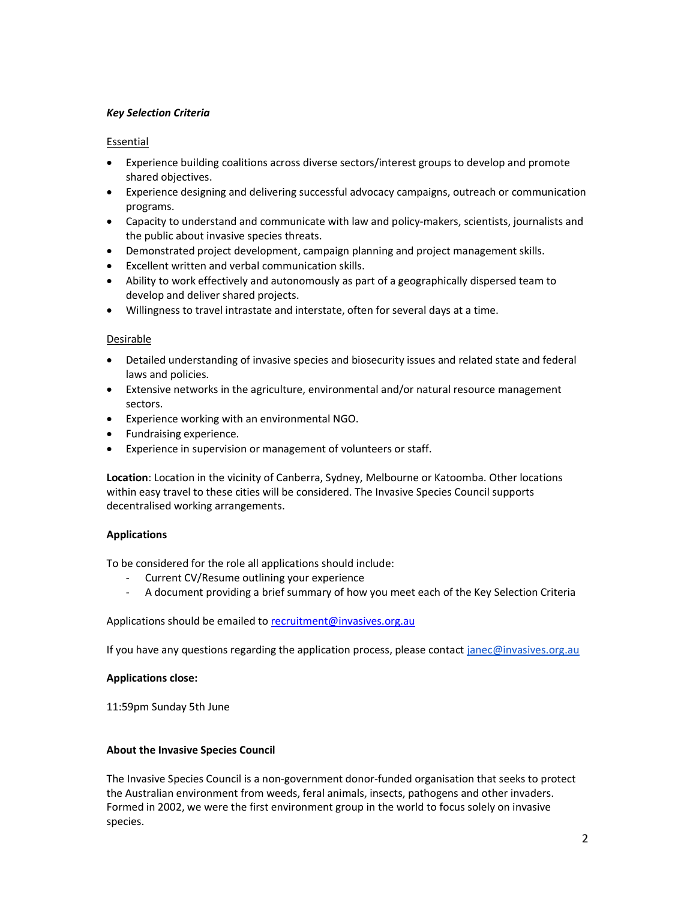### *Key Selection Criteria*

Essential

- Experience building coalitions across diverse sectors/interest groups to develop and promote shared objectives.
- Experience designing and delivering successful advocacy campaigns, outreach or communication programs.
- Capacity to understand and communicate with law and policy-makers, scientists, journalists and the public about invasive species threats.
- Demonstrated project development, campaign planning and project management skills.
- Excellent written and verbal communication skills.
- Ability to work effectively and autonomously as part of a geographically dispersed team to develop and deliver shared projects.
- Willingness to travel intrastate and interstate, often for several days at a time.

Desirable

- Detailed understanding of invasive species and biosecurity issues and related state and federal laws and policies.
- Extensive networks in the agriculture, environmental and/or natural resource management sectors.
- Experience working with an environmental NGO.
- Fundraising experience.
- Experience in supervision or management of volunteers or staff.

**Location**: Location in the vicinity of Canberra, Sydney, Melbourne or Katoomba. Other locations within easy travel to these cities will be considered. The Invasive Species Council supports decentralised working arrangements.

**Applications**

To be considered for the role all applications should include:

- Current CV/Resume outlining your experience
- A document providing a brief summary of how you meet each of the Key Selection Criteria

Applications should be emailed to recruitment@invasives.org.au

If you have any questions regarding the application process, please contact janec@invasives.org.au

**Applications close:**

11:59pm Sunday 5th June

**About the Invasive Species Council**

The Invasive Species Council is a non-government donor-funded organisation that seeks to protect the Australian environment from weeds, feral animals, insects, pathogens and other invaders. Formed in 2002, we were the first environment group in the world to focus solely on invasive species.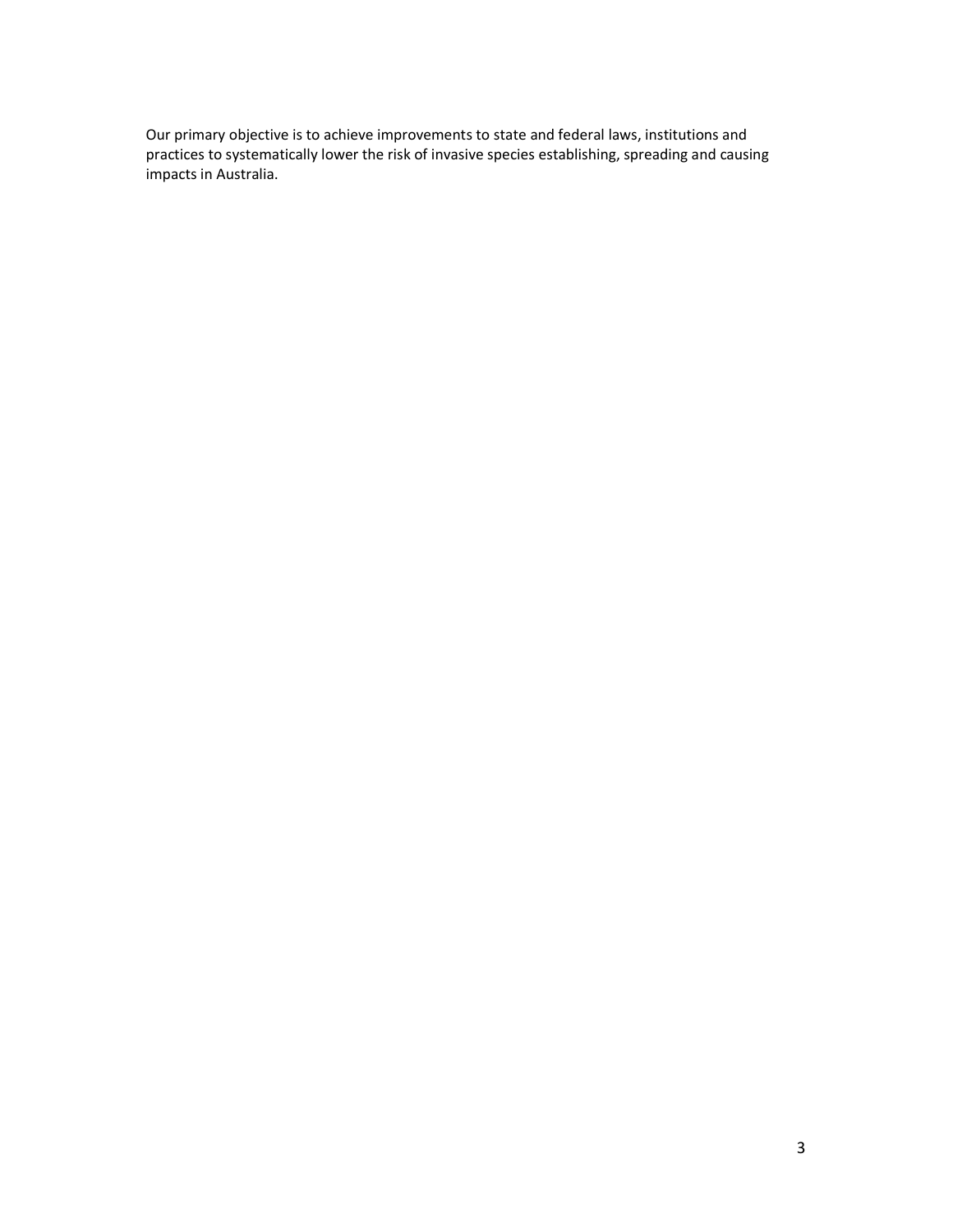Our primary objective is to achieve improvements to state and federal laws, institutions and practices to systematically lower the risk of invasive species establishing, spreading and causing impacts in Australia.